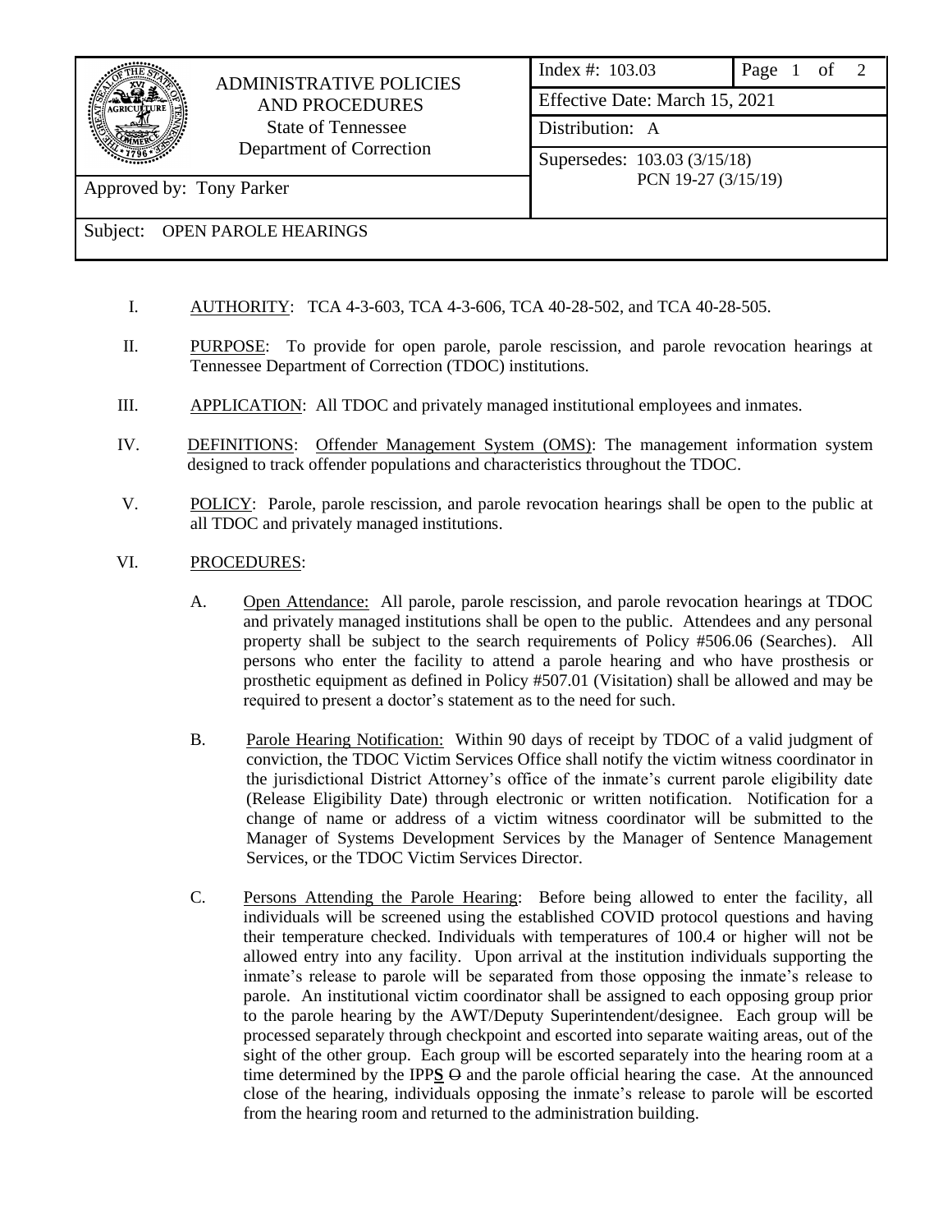| ADMINISTRATIVE POLICIES AND PROCEDURES<br>State of Tennessee<br>Department of Correction | Index #: 103.03 | Page 1 of 2 |
|---|---|---|
| | Effective Date: March 15, 2021 | |
| | Distribution: A | |
| Approved by: Tony Parker | Supersedes: 103.03 (3/15/18)<br>PCN 19-27 (3/15/19) | |
| Subject: OPEN PAROLE HEARINGS | | |

I. AUTHORITY: TCA 4-3-603, TCA 4-3-606, TCA 40-28-502, and TCA 40-28-505.

II. PURPOSE: To provide for open parole, parole rescission, and parole revocation hearings at Tennessee Department of Correction (TDOC) institutions.

III. APPLICATION: All TDOC and privately managed institutional employees and inmates.

IV. DEFINITIONS: Offender Management System (OMS): The management information system designed to track offender populations and characteristics throughout the TDOC.

V. POLICY: Parole, parole rescission, and parole revocation hearings shall be open to the public at all TDOC and privately managed institutions.

VI. PROCEDURES:

A. Open Attendance: All parole, parole rescission, and parole revocation hearings at TDOC and privately managed institutions shall be open to the public. Attendees and any personal property shall be subject to the search requirements of Policy #506.06 (Searches). All persons who enter the facility to attend a parole hearing and who have prosthesis or prosthetic equipment as defined in Policy #507.01 (Visitation) shall be allowed and may be required to present a doctor's statement as to the need for such.

B. Parole Hearing Notification: Within 90 days of receipt by TDOC of a valid judgment of conviction, the TDOC Victim Services Office shall notify the victim witness coordinator in the jurisdictional District Attorney's office of the inmate's current parole eligibility date (Release Eligibility Date) through electronic or written notification. Notification for a change of name or address of a victim witness coordinator will be submitted to the Manager of Systems Development Services by the Manager of Sentence Management Services, or the TDOC Victim Services Director.

C. Persons Attending the Parole Hearing: Before being allowed to enter the facility, all individuals will be screened using the established COVID protocol questions and having their temperature checked. Individuals with temperatures of 100.4 or higher will not be allowed entry into any facility. Upon arrival at the institution individuals supporting the inmate's release to parole will be separated from those opposing the inmate's release to parole. An institutional victim coordinator shall be assigned to each opposing group prior to the parole hearing by the AWT/Deputy Superintendent/designee. Each group will be processed separately through checkpoint and escorted into separate waiting areas, out of the sight of the other group. Each group will be escorted separately into the hearing room at a time determined by the IPP**S** ~~O~~ and the parole official hearing the case. At the announced close of the hearing, individuals opposing the inmate's release to parole will be escorted from the hearing room and returned to the administration building.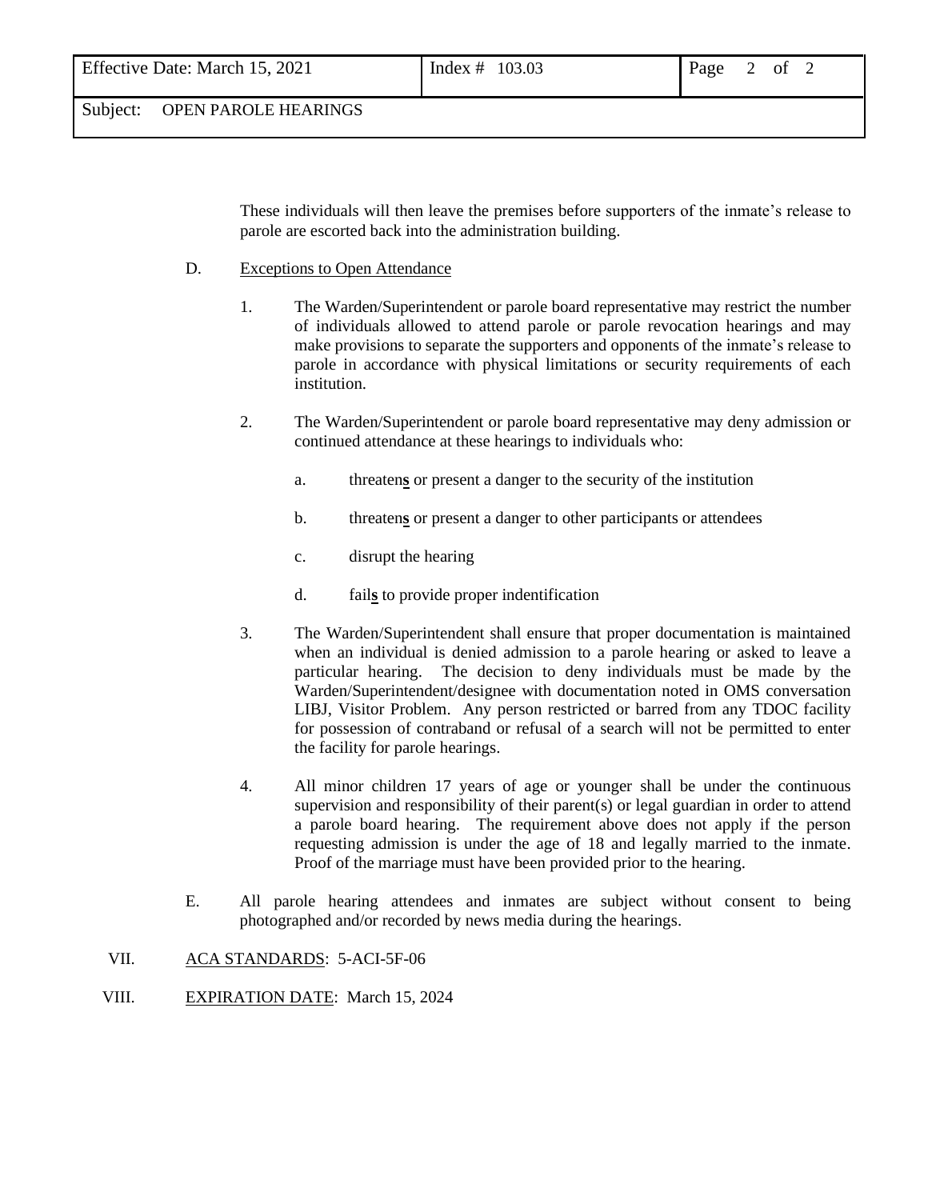These individuals will then leave the premises before supporters of the inmate's release to parole are escorted back into the administration building.

D. Exceptions to Open Attendance

1. The Warden/Superintendent or parole board representative may restrict the number of individuals allowed to attend parole or parole revocation hearings and may make provisions to separate the supporters and opponents of the inmate's release to parole in accordance with physical limitations or security requirements of each institution.

2. The Warden/Superintendent or parole board representative may deny admission or continued attendance at these hearings to individuals who:

   a. threaten**s** or present a danger to the security of the institution

   b. threaten**s** or present a danger to other participants or attendees

   c. disrupt the hearing

   d. fail**s** to provide proper indentification

3. The Warden/Superintendent shall ensure that proper documentation is maintained when an individual is denied admission to a parole hearing or asked to leave a particular hearing. The decision to deny individuals must be made by the Warden/Superintendent/designee with documentation noted in OMS conversation LIBJ, Visitor Problem. Any person restricted or barred from any TDOC facility for possession of contraband or refusal of a search will not be permitted to enter the facility for parole hearings.

4. All minor children 17 years of age or younger shall be under the continuous supervision and responsibility of their parent(s) or legal guardian in order to attend a parole board hearing. The requirement above does not apply if the person requesting admission is under the age of 18 and legally married to the inmate. Proof of the marriage must have been provided prior to the hearing.

E. All parole hearing attendees and inmates are subject without consent to being photographed and/or recorded by news media during the hearings.

VII. ACA STANDARDS: 5-ACI-5F-06

VIII. EXPIRATION DATE: March 15, 2024